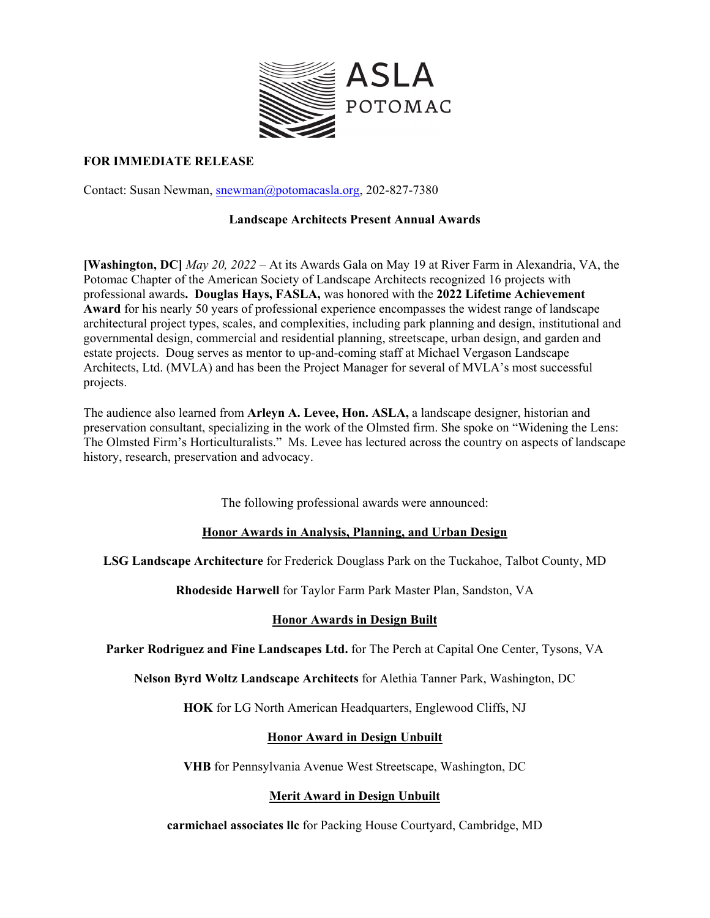ASLA POTOMAC

**FOR IMMEDIATE RELEASE**

Contact: Susan Newman, snewman@potomacasla.org, 202-827-7380

**Landscape Architects Present Annual Awards**

**[Washington, DC]** *May 20, 2022* – At its Awards Gala on May 19 at River Farm in Alexandria, VA, the Potomac Chapter of the American Society of Landscape Architects recognized 16 projects with professional awards**. Douglas Hays, FASLA,** was honored with the **2022 Lifetime Achievement Award** for his nearly 50 years of professional experience encompasses the widest range of landscape architectural project types, scales, and complexities, including park planning and design, institutional and governmental design, commercial and residential planning, streetscape, urban design, and garden and estate projects. Doug serves as mentor to up-and-coming staff at Michael Vergason Landscape Architects, Ltd. (MVLA) and has been the Project Manager for several of MVLA's most successful projects.

The audience also learned from **Arleyn A. Levee, Hon. ASLA,** a landscape designer, historian and preservation consultant, specializing in the work of the Olmsted firm. She spoke on "Widening the Lens: The Olmsted Firm's Horticulturalists." Ms. Levee has lectured across the country on aspects of landscape history, research, preservation and advocacy.

The following professional awards were announced:

**Honor Awards in Analysis, Planning, and Urban Design**

**LSG Landscape Architecture** for Frederick Douglass Park on the Tuckahoe, Talbot County, MD

**Rhodeside Harwell** for Taylor Farm Park Master Plan, Sandston, VA

**Honor Awards in Design Built**

**Parker Rodriguez and Fine Landscapes Ltd.** for The Perch at Capital One Center, Tysons, VA

**Nelson Byrd Woltz Landscape Architects** for Alethia Tanner Park, Washington, DC

**HOK** for LG North American Headquarters, Englewood Cliffs, NJ

**Honor Award in Design Unbuilt**

**VHB** for Pennsylvania Avenue West Streetscape, Washington, DC

**Merit Award in Design Unbuilt**

**carmichael associates llc** for Packing House Courtyard, Cambridge, MD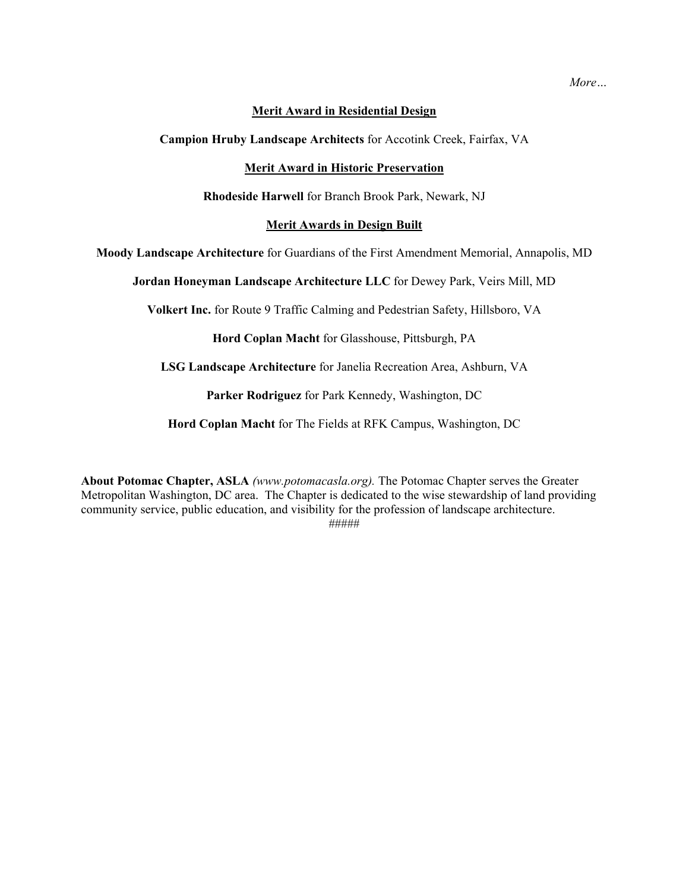*More…*

**Merit Award in Residential Design**

**Campion Hruby Landscape Architects** for Accotink Creek, Fairfax, VA

**Merit Award in Historic Preservation**

**Rhodeside Harwell** for Branch Brook Park, Newark, NJ

**Merit Awards in Design Built**

**Moody Landscape Architecture** for Guardians of the First Amendment Memorial, Annapolis, MD

**Jordan Honeyman Landscape Architecture LLC** for Dewey Park, Veirs Mill, MD

**Volkert Inc.** for Route 9 Traffic Calming and Pedestrian Safety, Hillsboro, VA

**Hord Coplan Macht** for Glasshouse, Pittsburgh, PA

**LSG Landscape Architecture** for Janelia Recreation Area, Ashburn, VA

**Parker Rodriguez** for Park Kennedy, Washington, DC

**Hord Coplan Macht** for The Fields at RFK Campus, Washington, DC

**About Potomac Chapter, ASLA** *(www.potomacasla.org).* The Potomac Chapter serves the Greater Metropolitan Washington, DC area. The Chapter is dedicated to the wise stewardship of land providing community service, public education, and visibility for the profession of landscape architecture.

#####